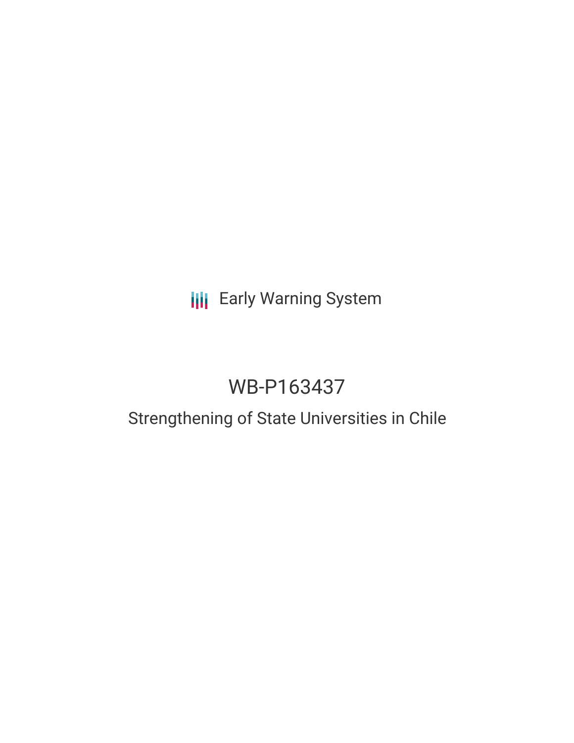Early Warning System

# WB-P163437

## Strengthening of State Universities in Chile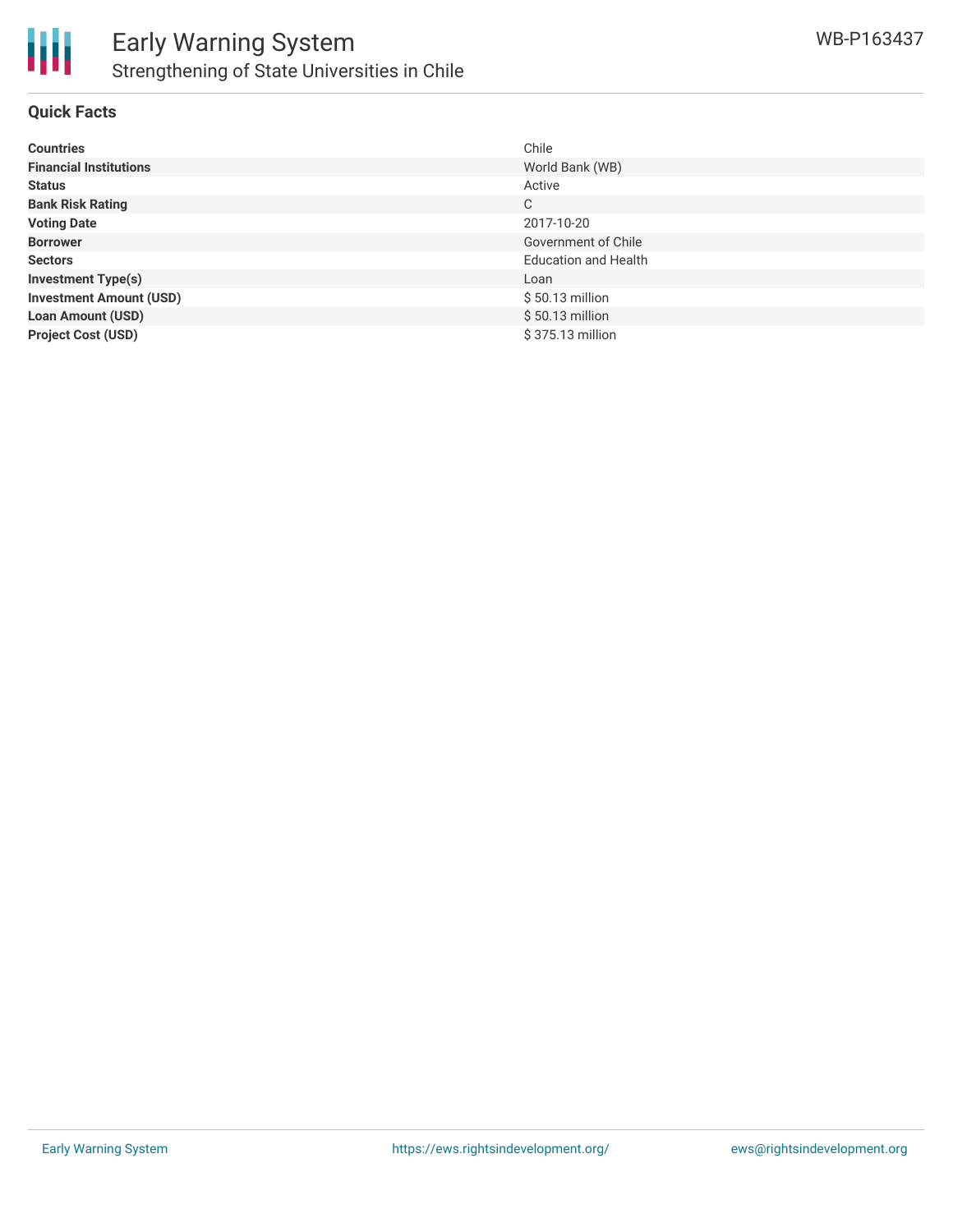# Early Warning System

## Strengthening of State Universities in Chile

WB-P163437

### Quick Facts

| | |
|---|---|
| **Countries** | Chile |
| **Financial Institutions** | World Bank (WB) |
| **Status** | Active |
| **Bank Risk Rating** | C |
| **Voting Date** | 2017-10-20 |
| **Borrower** | Government of Chile |
| **Sectors** | Education and Health |
| **Investment Type(s)** | Loan |
| **Investment Amount (USD)** | $ 50.13 million |
| **Loan Amount (USD)** | $ 50.13 million |
| **Project Cost (USD)** | $ 375.13 million |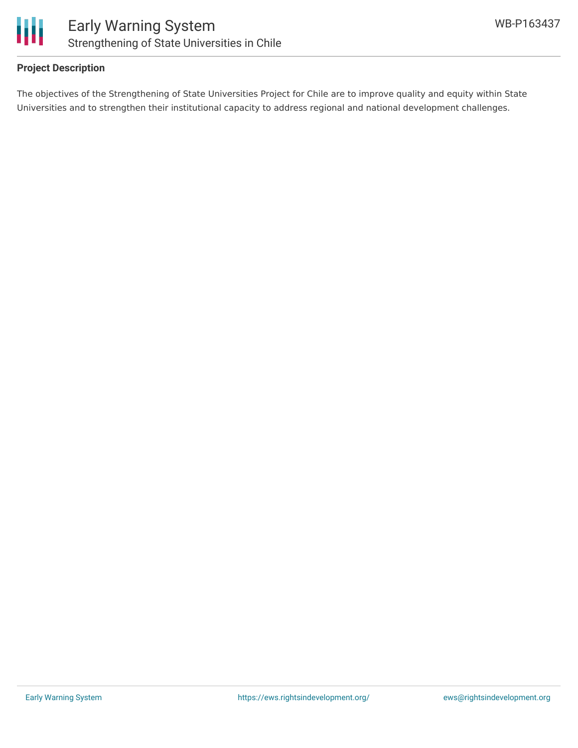**Project Description**

The objectives of the Strengthening of State Universities Project for Chile are to improve quality and equity within State Universities and to strengthen their institutional capacity to address regional and national development challenges.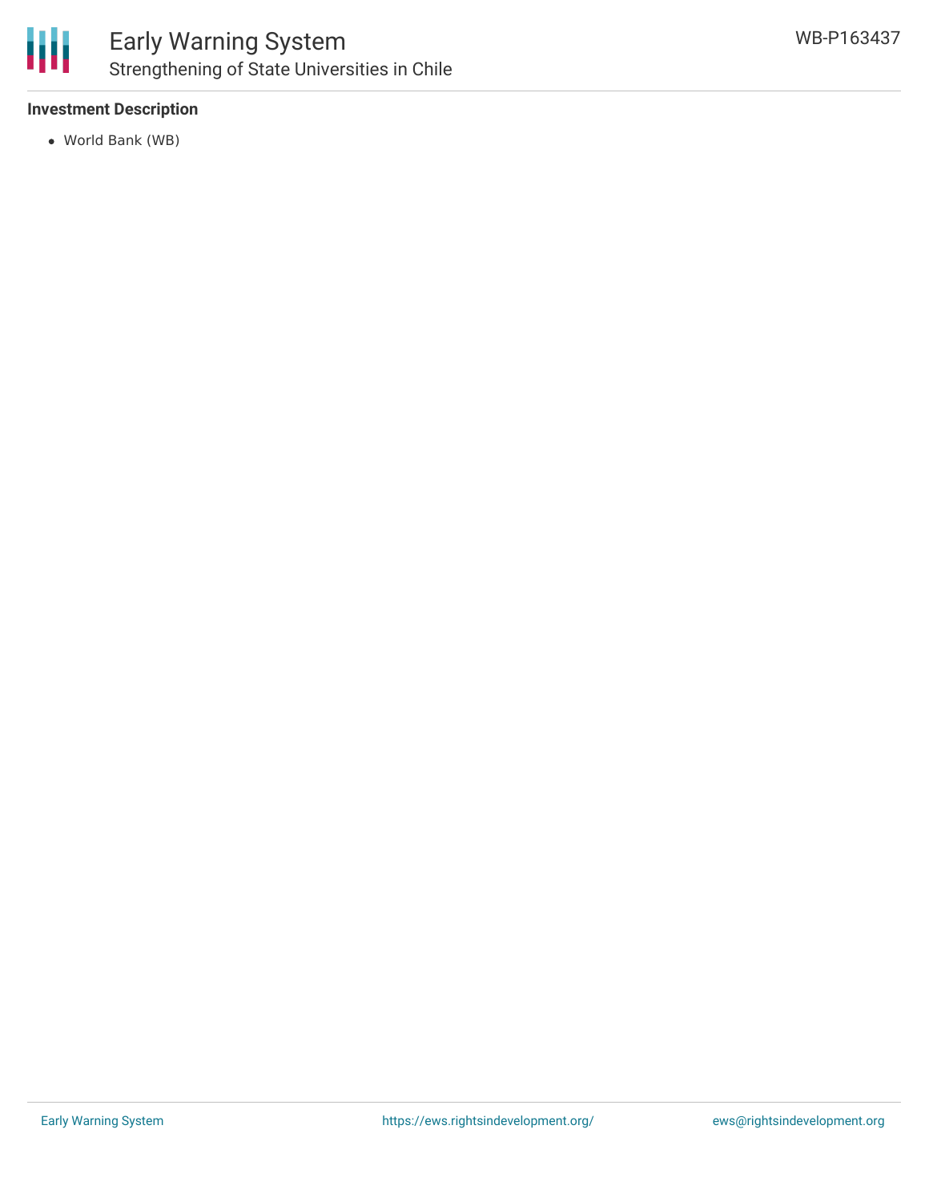### Investment Description

- World Bank (WB)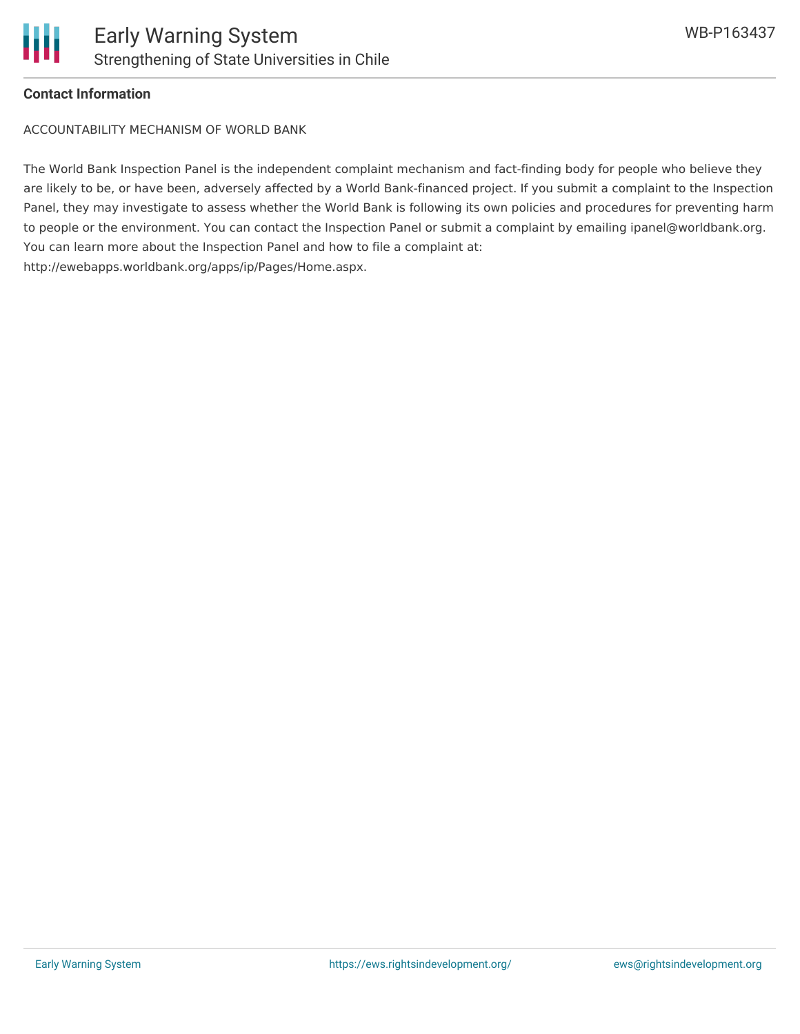**Contact Information**

ACCOUNTABILITY MECHANISM OF WORLD BANK

The World Bank Inspection Panel is the independent complaint mechanism and fact-finding body for people who believe they are likely to be, or have been, adversely affected by a World Bank-financed project. If you submit a complaint to the Inspection Panel, they may investigate to assess whether the World Bank is following its own policies and procedures for preventing harm to people or the environment. You can contact the Inspection Panel or submit a complaint by emailing ipanel@worldbank.org. You can learn more about the Inspection Panel and how to file a complaint at: http://ewebapps.worldbank.org/apps/ip/Pages/Home.aspx.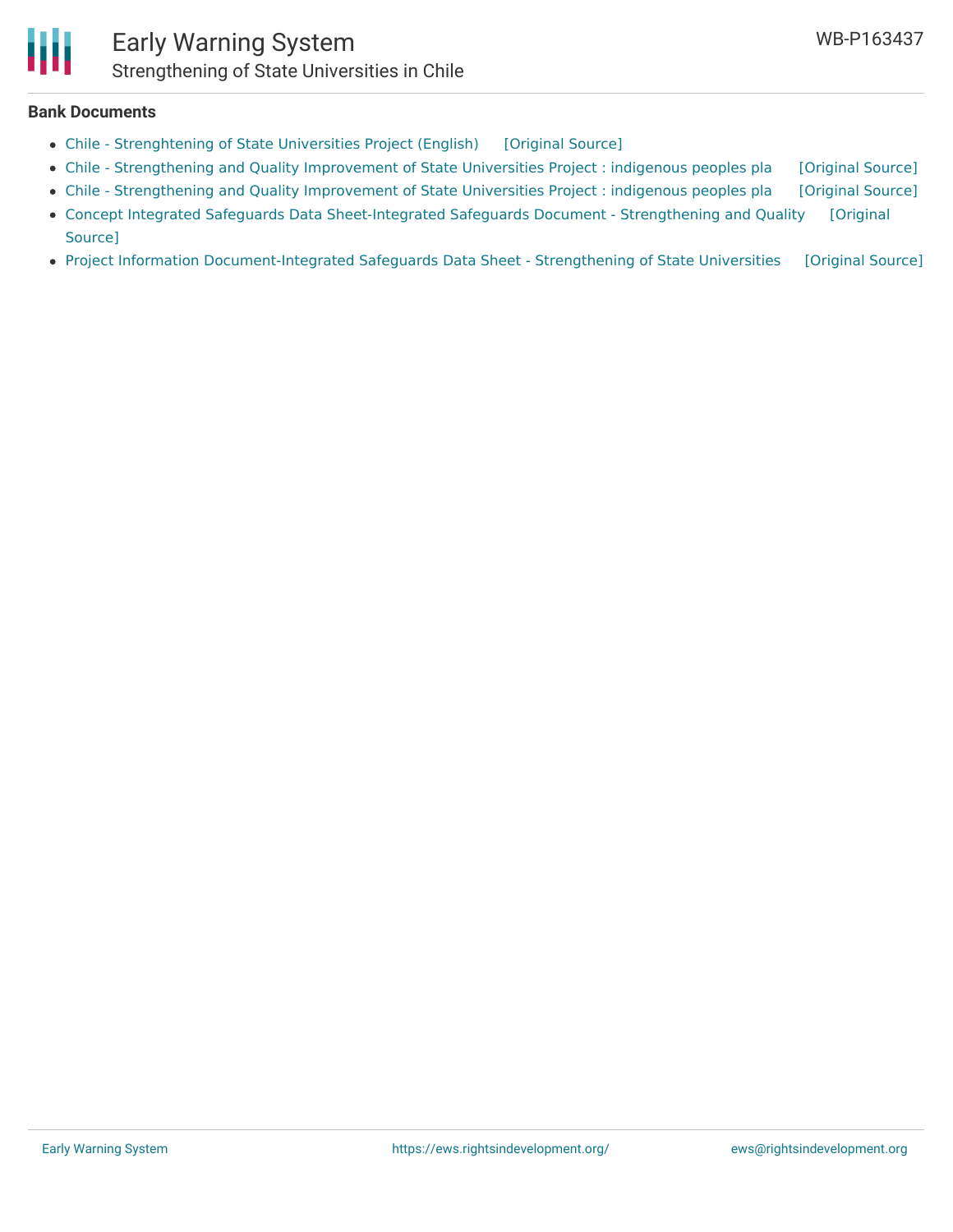## Bank Documents

- Chile - Strenghtening of State Universities Project (English) [Original Source]
- Chile - Strengthening and Quality Improvement of State Universities Project : indigenous peoples pla [Original Source]
- Chile - Strengthening and Quality Improvement of State Universities Project : indigenous peoples pla [Original Source]
- Concept Integrated Safeguards Data Sheet-Integrated Safeguards Document - Strengthening and Quality [Original Source]
- Project Information Document-Integrated Safeguards Data Sheet - Strengthening of State Universities [Original Source]